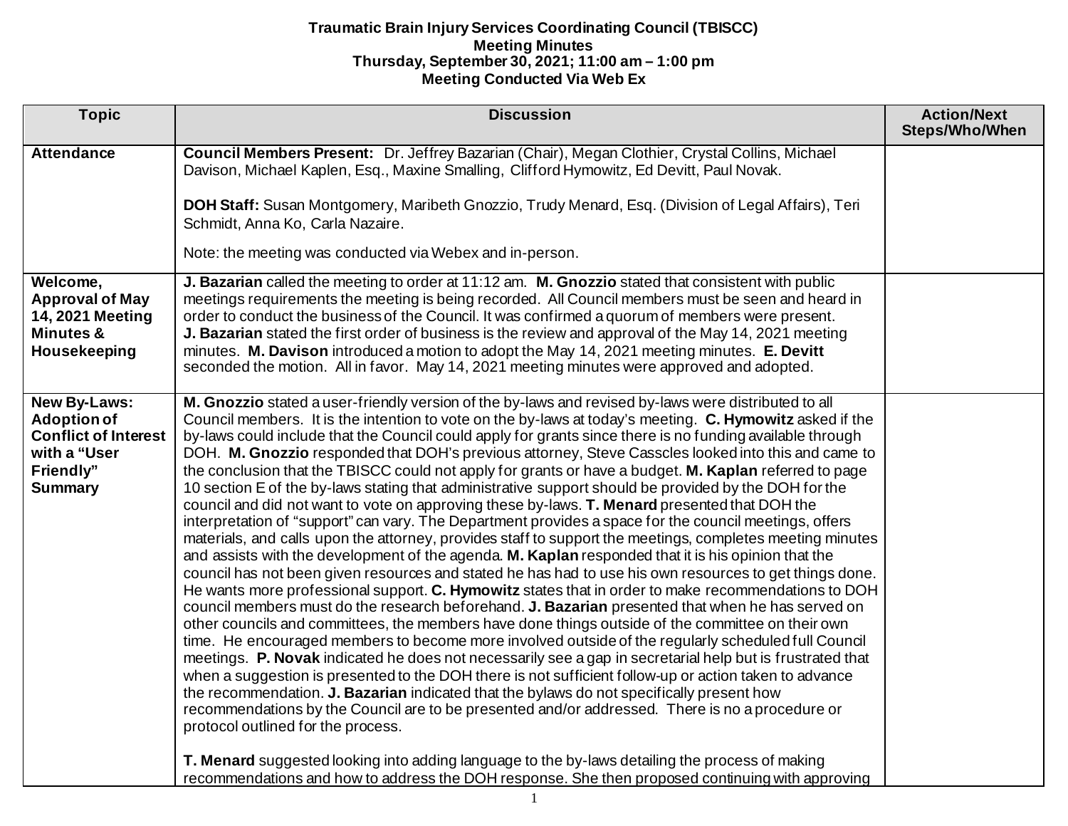**Traumatic Brain Injury Services Coordinating Council (TBISCC)**
**Meeting Minutes**
**Thursday, September 30, 2021; 11:00 am – 1:00 pm**
**Meeting Conducted Via Web Ex**

| Topic | Discussion | Action/Next Steps/Who/When |
|---|---|---|
| **Attendance** | **Council Members Present:** Dr. Jeffrey Bazarian (Chair), Megan Clothier, Crystal Collins, Michael Davison, Michael Kaplen, Esq., Maxine Smalling, Clifford Hymowitz, Ed Devitt, Paul Novak.<br><br>**DOH Staff:** Susan Montgomery, Maribeth Gnozzio, Trudy Menard, Esq. (Division of Legal Affairs), Teri Schmidt, Anna Ko, Carla Nazaire.<br><br>Note: the meeting was conducted via Webex and in-person. | |
| **Welcome, Approval of May 14, 2021 Meeting Minutes & Housekeeping** | **J. Bazarian** called the meeting to order at 11:12 am. **M. Gnozzio** stated that consistent with public meetings requirements the meeting is being recorded. All Council members must be seen and heard in order to conduct the business of the Council. It was confirmed a quorum of members were present. **J. Bazarian** stated the first order of business is the review and approval of the May 14, 2021 meeting minutes. **M. Davison** introduced a motion to adopt the May 14, 2021 meeting minutes. **E. Devitt** seconded the motion. All in favor. May 14, 2021 meeting minutes were approved and adopted. | |
| **New By-Laws: Adoption of Conflict of Interest with a "User Friendly" Summary** | **M. Gnozzio** stated a user-friendly version of the by-laws and revised by-laws were distributed to all Council members. It is the intention to vote on the by-laws at today's meeting. **C. Hymowitz** asked if the by-laws could include that the Council could apply for grants since there is no funding available through DOH. **M. Gnozzio** responded that DOH's previous attorney, Steve Casscles looked into this and came to the conclusion that the TBISCC could not apply for grants or have a budget. **M. Kaplan** referred to page 10 section E of the by-laws stating that administrative support should be provided by the DOH for the council and did not want to vote on approving these by-laws. **T. Menard** presented that DOH the interpretation of "support" can vary. The Department provides a space for the council meetings, offers materials, and calls upon the attorney, provides staff to support the meetings, completes meeting minutes and assists with the development of the agenda. **M. Kaplan** responded that it is his opinion that the council has not been given resources and stated he has had to use his own resources to get things done. He wants more professional support. **C. Hymowitz** states that in order to make recommendations to DOH council members must do the research beforehand. **J. Bazarian** presented that when he has served on other councils and committees, the members have done things outside of the committee on their own time. He encouraged members to become more involved outside of the regularly scheduled full Council meetings. **P. Novak** indicated he does not necessarily see a gap in secretarial help but is frustrated that when a suggestion is presented to the DOH there is not sufficient follow-up or action taken to advance the recommendation. **J. Bazarian** indicated that the bylaws do not specifically present how recommendations by the Council are to be presented and/or addressed. There is no a procedure or protocol outlined for the process.<br><br>**T. Menard** suggested looking into adding language to the by-laws detailing the process of making recommendations and how to address the DOH response. She then proposed continuing with approving | |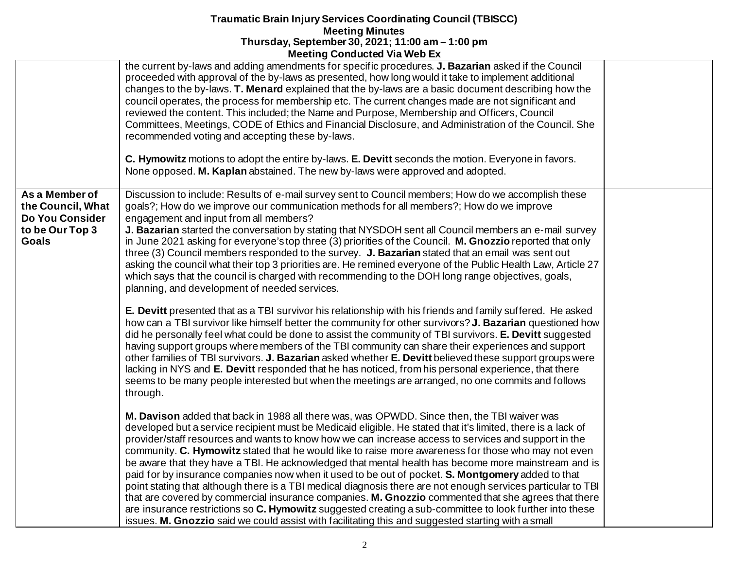**Traumatic Brain Injury Services Coordinating Council (TBISCC)**
**Meeting Minutes**
**Thursday, September 30, 2021; 11:00 am – 1:00 pm**
**Meeting Conducted Via Web Ex**

| | | |
|---|---|---|
| | the current by-laws and adding amendments for specific procedures. **J. Bazarian** asked if the Council proceeded with approval of the by-laws as presented, how long would it take to implement additional changes to the by-laws. **T. Menard** explained that the by-laws are a basic document describing how the council operates, the process for membership etc. The current changes made are not significant and reviewed the content. This included; the Name and Purpose, Membership and Officers, Council Committees, Meetings, CODE of Ethics and Financial Disclosure, and Administration of the Council. She recommended voting and accepting these by-laws.<br><br>**C. Hymowitz** motions to adopt the entire by-laws. **E. Devitt** seconds the motion. Everyone in favors. None opposed. **M. Kaplan** abstained. The new by-laws were approved and adopted. | |
| **As a Member of the Council, What Do You Consider to be Our Top 3 Goals** | Discussion to include: Results of e-mail survey sent to Council members; How do we accomplish these goals?; How do we improve our communication methods for all members?; How do we improve engagement and input from all members?<br>**J. Bazarian** started the conversation by stating that NYSDOH sent all Council members an e-mail survey in June 2021 asking for everyone's top three (3) priorities of the Council. **M. Gnozzio** reported that only three (3) Council members responded to the survey. **J. Bazarian** stated that an email was sent out asking the council what their top 3 priorities are. He remined everyone of the Public Health Law, Article 27 which says that the council is charged with recommending to the DOH long range objectives, goals, planning, and development of needed services.<br><br>**E. Devitt** presented that as a TBI survivor his relationship with his friends and family suffered. He asked how can a TBI survivor like himself better the community for other survivors? **J. Bazarian** questioned how did he personally feel what could be done to assist the community of TBI survivors. **E. Devitt** suggested having support groups where members of the TBI community can share their experiences and support other families of TBI survivors. **J. Bazarian** asked whether **E. Devitt** believed these support groups were lacking in NYS and **E. Devitt** responded that he has noticed, from his personal experience, that there seems to be many people interested but when the meetings are arranged, no one commits and follows through.<br><br>**M. Davison** added that back in 1988 all there was, was OPWDD. Since then, the TBI waiver was developed but a service recipient must be Medicaid eligible. He stated that it's limited, there is a lack of provider/staff resources and wants to know how we can increase access to services and support in the community. **C. Hymowitz** stated that he would like to raise more awareness for those who may not even be aware that they have a TBI. He acknowledged that mental health has become more mainstream and is paid for by insurance companies now when it used to be out of pocket. **S. Montgomery** added to that point stating that although there is a TBI medical diagnosis there are not enough services particular to TBI that are covered by commercial insurance companies. **M. Gnozzio** commented that she agrees that there are insurance restrictions so **C. Hymowitz** suggested creating a sub-committee to look further into these issues. **M. Gnozzio** said we could assist with facilitating this and suggested starting with a small | |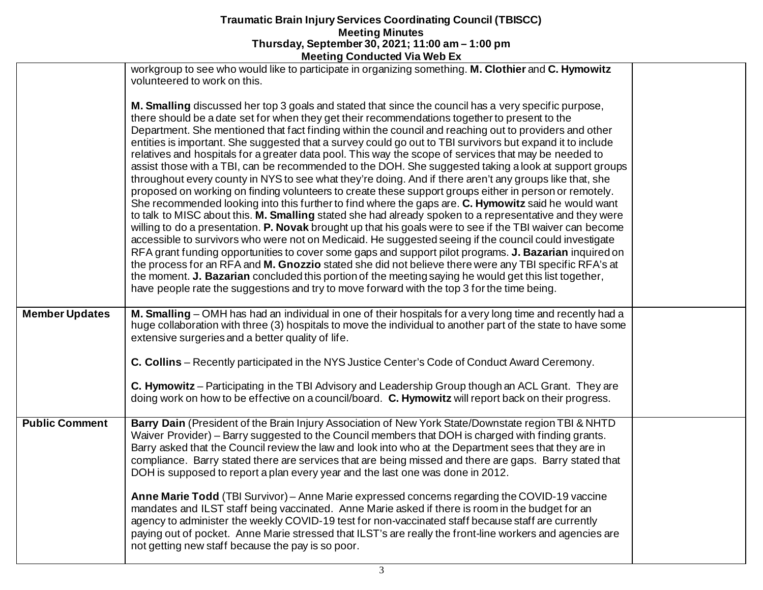| | | |
|---|---|---|
| | workgroup to see who would like to participate in organizing something. **M. Clothier** and **C. Hymowitz** volunteered to work on this.<br><br>**M. Smalling** discussed her top 3 goals and stated that since the council has a very specific purpose, there should be a date set for when they get their recommendations together to present to the Department. She mentioned that fact finding within the council and reaching out to providers and other entities is important. She suggested that a survey could go out to TBI survivors but expand it to include relatives and hospitals for a greater data pool. This way the scope of services that may be needed to assist those with a TBI, can be recommended to the DOH. She suggested taking a look at support groups throughout every county in NYS to see what they're doing. And if there aren't any groups like that, she proposed on working on finding volunteers to create these support groups either in person or remotely. She recommended looking into this further to find where the gaps are. **C. Hymowitz** said he would want to talk to MISC about this. **M. Smalling** stated she had already spoken to a representative and they were willing to do a presentation. **P. Novak** brought up that his goals were to see if the TBI waiver can become accessible to survivors who were not on Medicaid. He suggested seeing if the council could investigate RFA grant funding opportunities to cover some gaps and support pilot programs. **J. Bazarian** inquired on the process for an RFA and **M. Gnozzio** stated she did not believe there were any TBI specific RFA's at the moment. **J. Bazarian** concluded this portion of the meeting saying he would get this list together, have people rate the suggestions and try to move forward with the top 3 for the time being. | |
| **Member Updates** | **M. Smalling** – OMH has had an individual in one of their hospitals for a very long time and recently had a huge collaboration with three (3) hospitals to move the individual to another part of the state to have some extensive surgeries and a better quality of life.<br><br>**C. Collins** – Recently participated in the NYS Justice Center's Code of Conduct Award Ceremony.<br><br>**C. Hymowitz** – Participating in the TBI Advisory and Leadership Group though an ACL Grant. They are doing work on how to be effective on a council/board. **C. Hymowitz** will report back on their progress. | |
| **Public Comment** | **Barry Dain** (President of the Brain Injury Association of New York State/Downstate region TBI & NHTD Waiver Provider) – Barry suggested to the Council members that DOH is charged with finding grants. Barry asked that the Council review the law and look into who at the Department sees that they are in compliance. Barry stated there are services that are being missed and there are gaps. Barry stated that DOH is supposed to report a plan every year and the last one was done in 2012.<br><br>**Anne Marie Todd** (TBI Survivor) – Anne Marie expressed concerns regarding the COVID-19 vaccine mandates and ILST staff being vaccinated. Anne Marie asked if there is room in the budget for an agency to administer the weekly COVID-19 test for non-vaccinated staff because staff are currently paying out of pocket. Anne Marie stressed that ILST's are really the front-line workers and agencies are not getting new staff because the pay is so poor. | |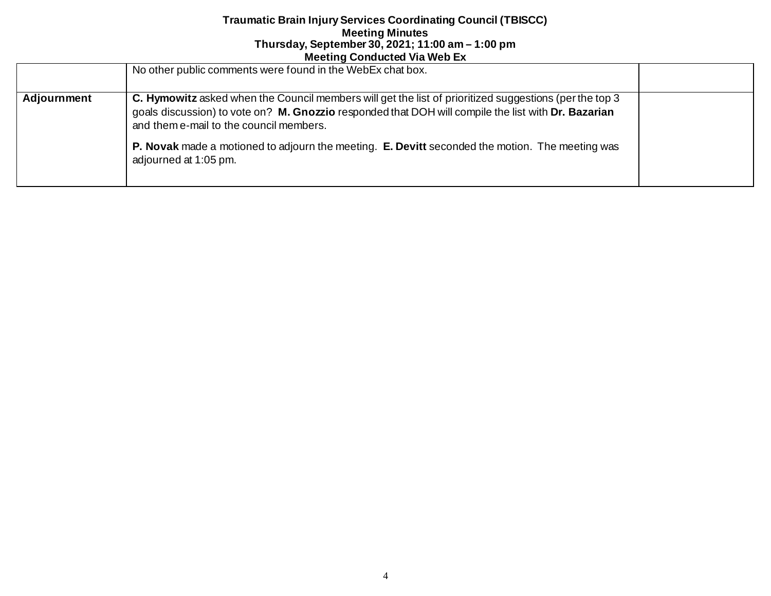| | | |
|---|---|---|
| | No other public comments were found in the WebEx chat box. | |
| **Adjournment** | **C. Hymowitz** asked when the Council members will get the list of prioritized suggestions (per the top 3 goals discussion) to vote on? **M. Gnozzio** responded that DOH will compile the list with **Dr. Bazarian** and them e-mail to the council members.<br><br>**P. Novak** made a motioned to adjourn the meeting. **E. Devitt** seconded the motion. The meeting was adjourned at 1:05 pm. | |